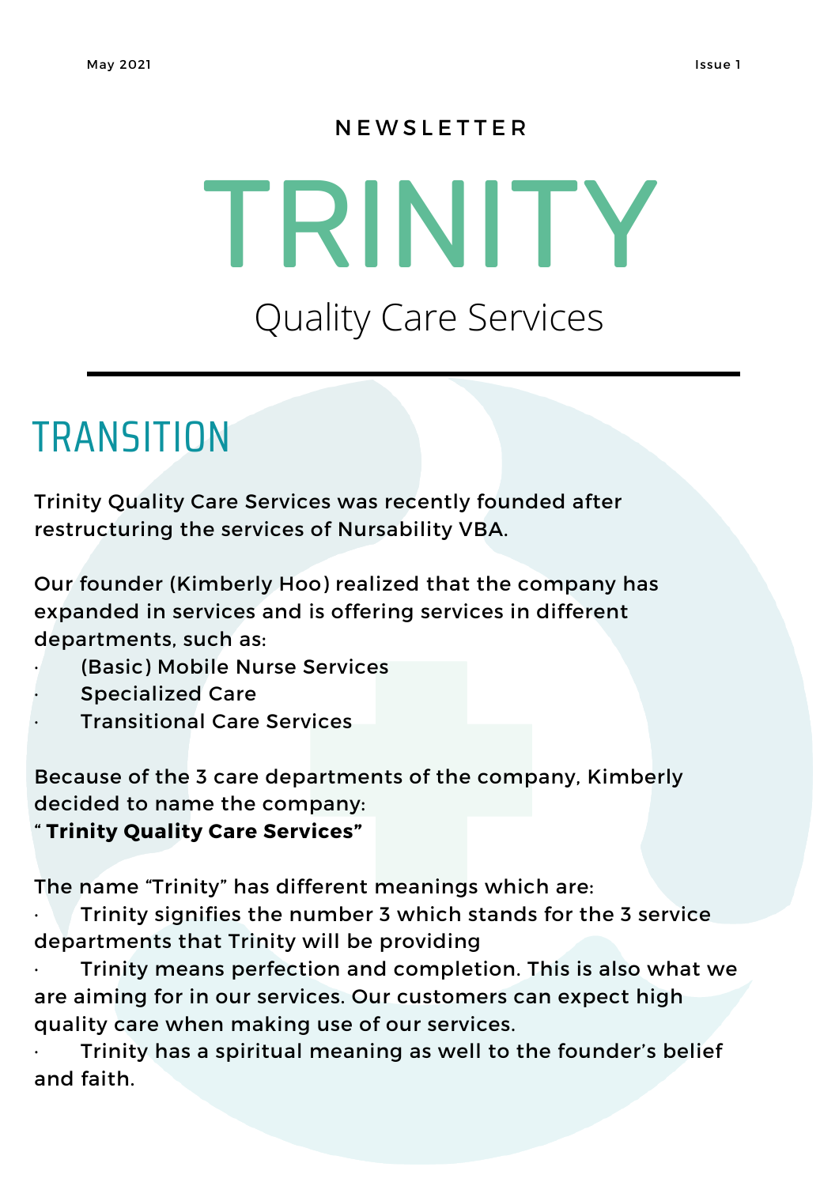May 2021 Issue 1

NEWSLETTER

# TRINITY

Quality Care Services

## TRANSITION

Trinity Quality Care Services was recently founded after restructuring the services of Nursability VBA.

Our founder (Kimberly Hoo) realized that the company has expanded in services and is offering services in different departments, such as:

- (Basic) Mobile Nurse Services
- Specialized Care
- Transitional Care Services

Because of the 3 care departments of the company, Kimberly decided to name the company:
" **Trinity Quality Care Services"**

The name "Trinity" has different meanings which are:

- Trinity signifies the number 3 which stands for the 3 service departments that Trinity will be providing
- Trinity means perfection and completion. This is also what we are aiming for in our services. Our customers can expect high quality care when making use of our services.
- Trinity has a spiritual meaning as well to the founder's belief and faith.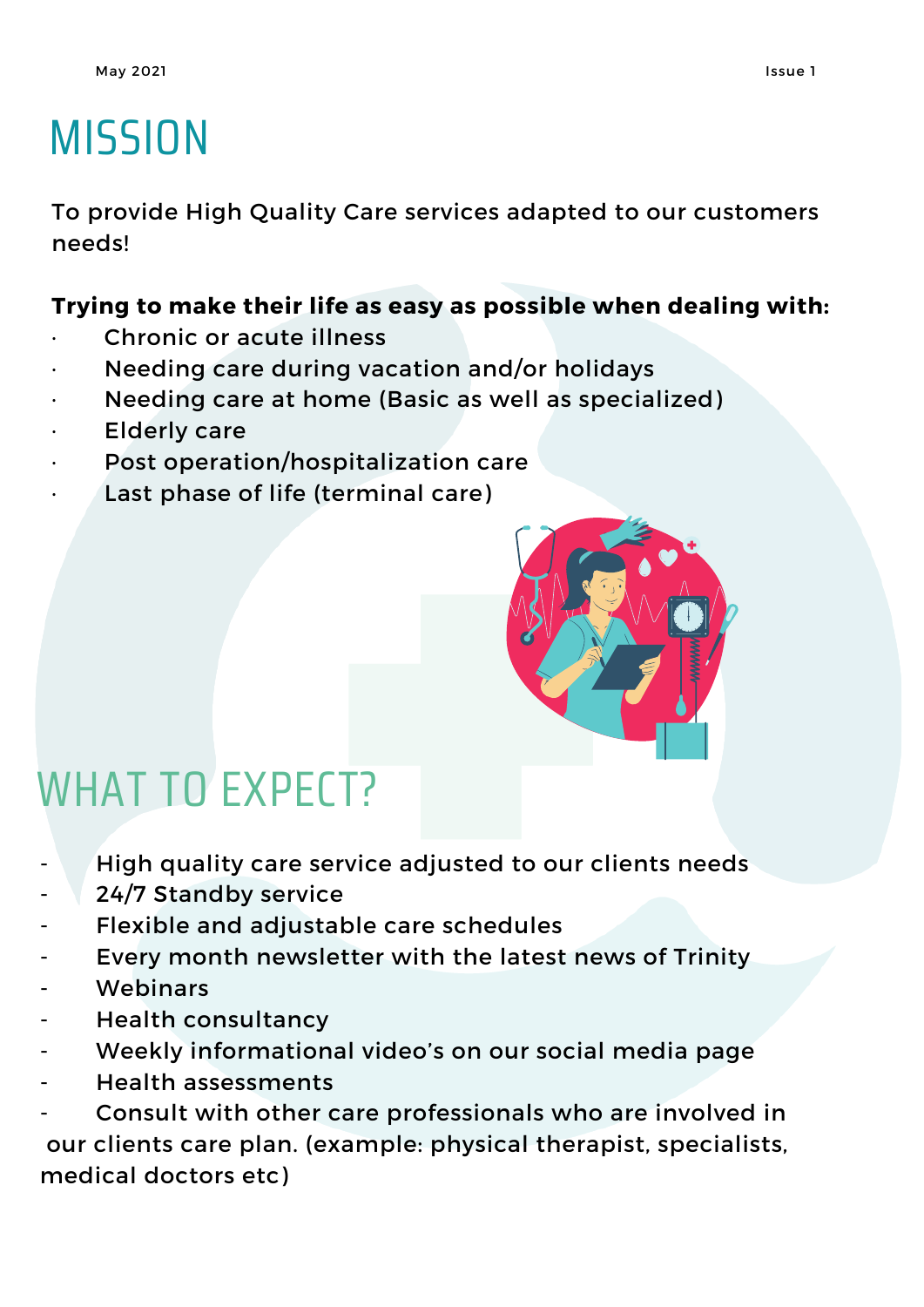# MISSION

To provide High Quality Care services adapted to our customers needs!

**Trying to make their life as easy as possible when dealing with:**

- Chronic or acute illness
- Needing care during vacation and/or holidays
- Needing care at home (Basic as well as specialized)
- Elderly care
- Post operation/hospitalization care
- Last phase of life (terminal care)

# WHAT TO EXPECT?

- High quality care service adjusted to our clients needs
- 24/7 Standby service
- Flexible and adjustable care schedules
- Every month newsletter with the latest news of Trinity
- Webinars
- Health consultancy
- Weekly informational video's on our social media page
- Health assessments
- Consult with other care professionals who are involved in our clients care plan. (example: physical therapist, specialists, medical doctors etc)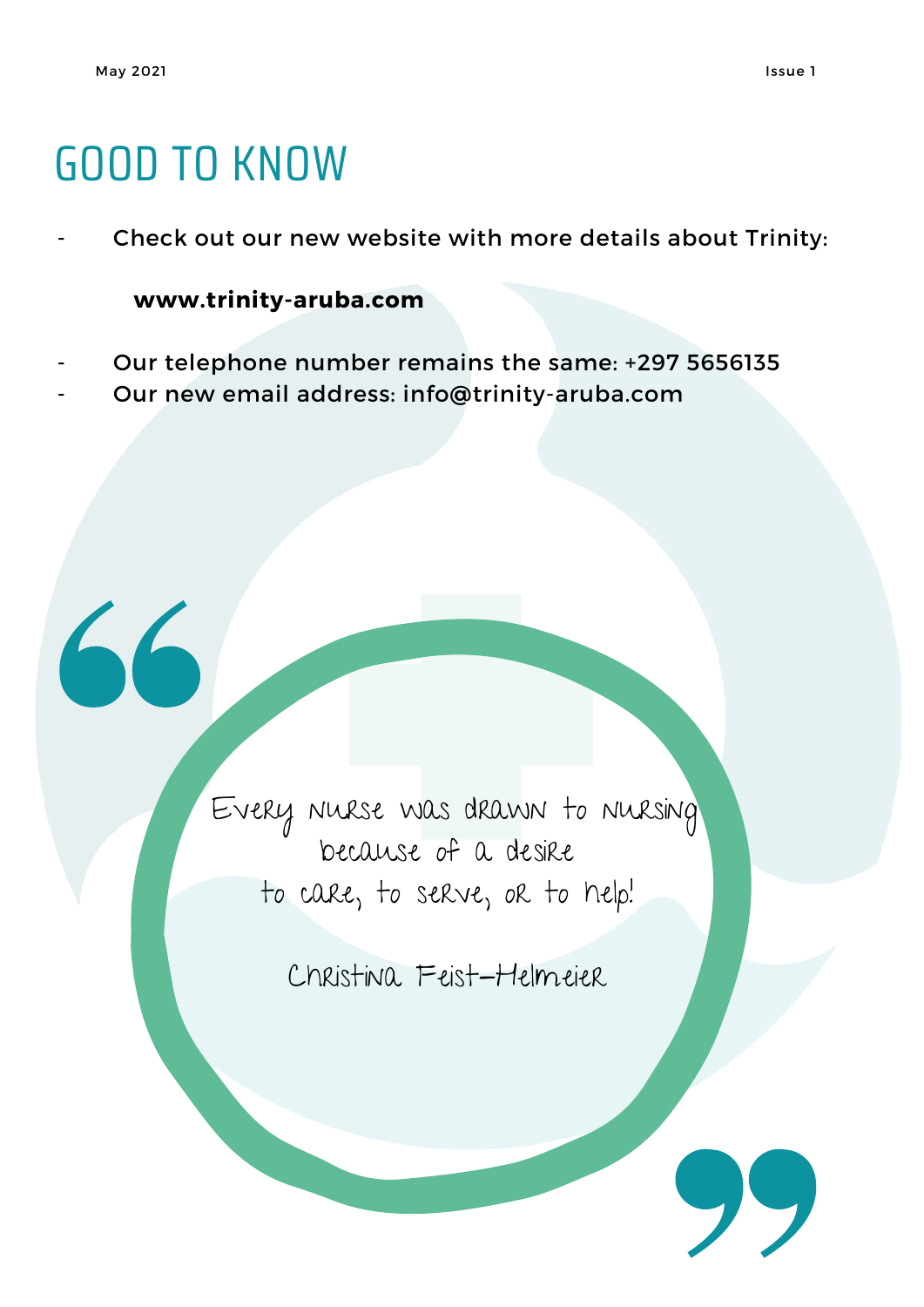# GOOD TO KNOW

- Check out our new website with more details about Trinity:

  **www.trinity-aruba.com**

- Our telephone number remains the same: +297 5656135
- Our new email address: info@trinity-aruba.com

“

Every nurse was drawn to nursing
because of a desire
to care, to serve, or to help!

Christina Feist-Helmeier

”